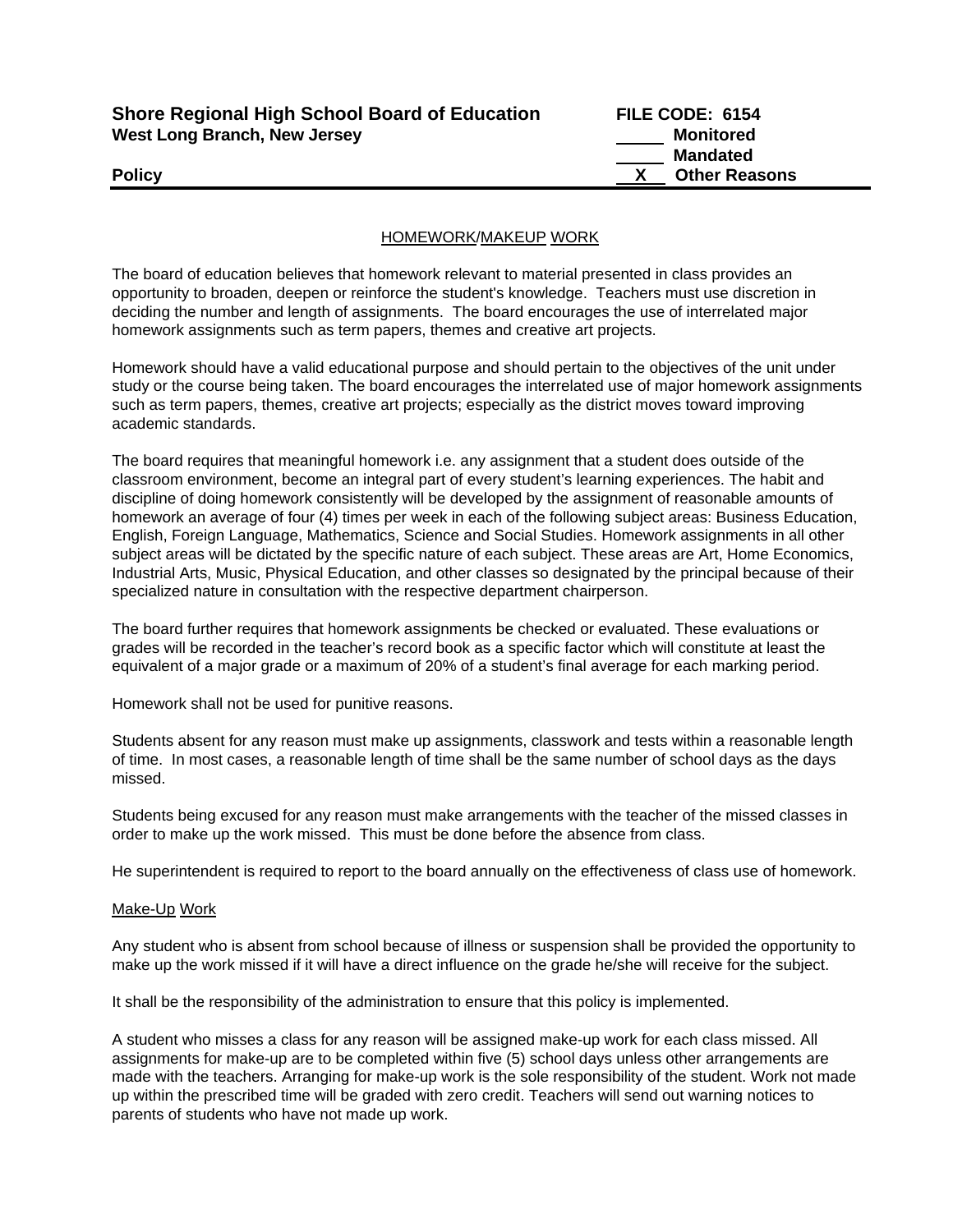**Shore Regional High School Board of Education**
**West Long Branch, New Jersey**

**Policy**

**FILE CODE: 6154**
**\_\_\_\_\_ Monitored**
**\_\_\_\_\_ Mandated**
**\_\_X\_\_ Other Reasons**

---

## HOMEWORK/MAKEUP WORK

The board of education believes that homework relevant to material presented in class provides an opportunity to broaden, deepen or reinforce the student's knowledge. Teachers must use discretion in deciding the number and length of assignments. The board encourages the use of interrelated major homework assignments such as term papers, themes and creative art projects.

Homework should have a valid educational purpose and should pertain to the objectives of the unit under study or the course being taken. The board encourages the interrelated use of major homework assignments such as term papers, themes, creative art projects; especially as the district moves toward improving academic standards.

The board requires that meaningful homework i.e. any assignment that a student does outside of the classroom environment, become an integral part of every student's learning experiences. The habit and discipline of doing homework consistently will be developed by the assignment of reasonable amounts of homework an average of four (4) times per week in each of the following subject areas: Business Education, English, Foreign Language, Mathematics, Science and Social Studies. Homework assignments in all other subject areas will be dictated by the specific nature of each subject. These areas are Art, Home Economics, Industrial Arts, Music, Physical Education, and other classes so designated by the principal because of their specialized nature in consultation with the respective department chairperson.

The board further requires that homework assignments be checked or evaluated. These evaluations or grades will be recorded in the teacher's record book as a specific factor which will constitute at least the equivalent of a major grade or a maximum of 20% of a student's final average for each marking period.

Homework shall not be used for punitive reasons.

Students absent for any reason must make up assignments, classwork and tests within a reasonable length of time. In most cases, a reasonable length of time shall be the same number of school days as the days missed.

Students being excused for any reason must make arrangements with the teacher of the missed classes in order to make up the work missed. This must be done before the absence from class.

He superintendent is required to report to the board annually on the effectiveness of class use of homework.

### Make-Up Work

Any student who is absent from school because of illness or suspension shall be provided the opportunity to make up the work missed if it will have a direct influence on the grade he/she will receive for the subject.

It shall be the responsibility of the administration to ensure that this policy is implemented.

A student who misses a class for any reason will be assigned make-up work for each class missed. All assignments for make-up are to be completed within five (5) school days unless other arrangements are made with the teachers. Arranging for make-up work is the sole responsibility of the student. Work not made up within the prescribed time will be graded with zero credit. Teachers will send out warning notices to parents of students who have not made up work.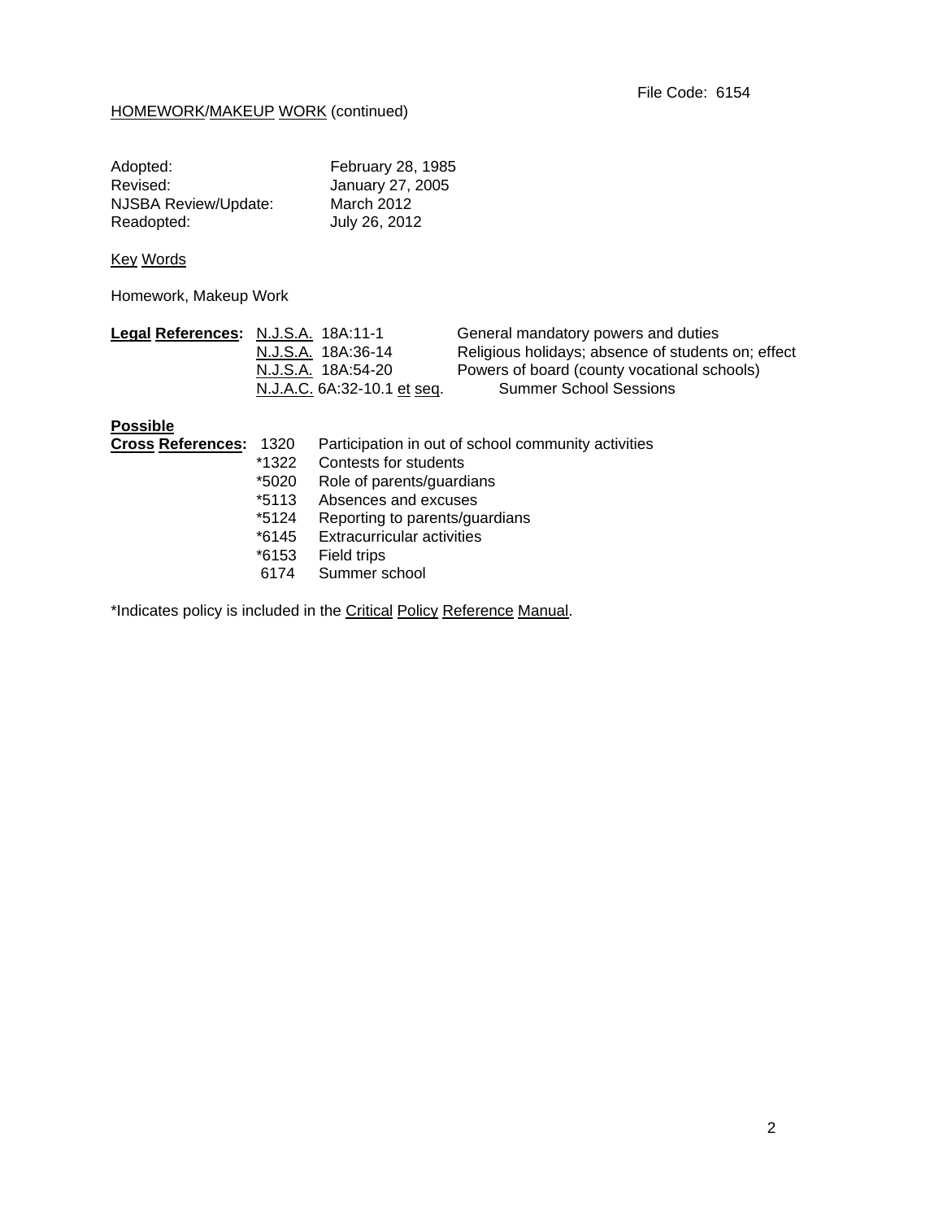HOMEWORK/MAKEUP WORK (continued)

| | |
|---|---|
| Adopted: | February 28, 1985 |
| Revised: | January 27, 2005 |
| NJSBA Review/Update: | March 2012 |
| Readopted: | July 26, 2012 |

Key Words

Homework, Makeup Work

| | | |
|---|---|---|
| **Legal References:** | N.J.S.A. 18A:11-1 | General mandatory powers and duties |
| | N.J.S.A. 18A:36-14 | Religious holidays; absence of students on; effect |
| | N.J.S.A. 18A:54-20 | Powers of board (county vocational schools) |
| | N.J.A.C. 6A:32-10.1 et seq. | Summer School Sessions |

| | | |
|---|---|---|
| **Possible Cross References:** | 1320 | Participation in out of school community activities |
| | *1322 | Contests for students |
| | *5020 | Role of parents/guardians |
| | *5113 | Absences and excuses |
| | *5124 | Reporting to parents/guardians |
| | *6145 | Extracurricular activities |
| | *6153 | Field trips |
| | 6174 | Summer school |

*Indicates policy is included in the Critical Policy Reference Manual.